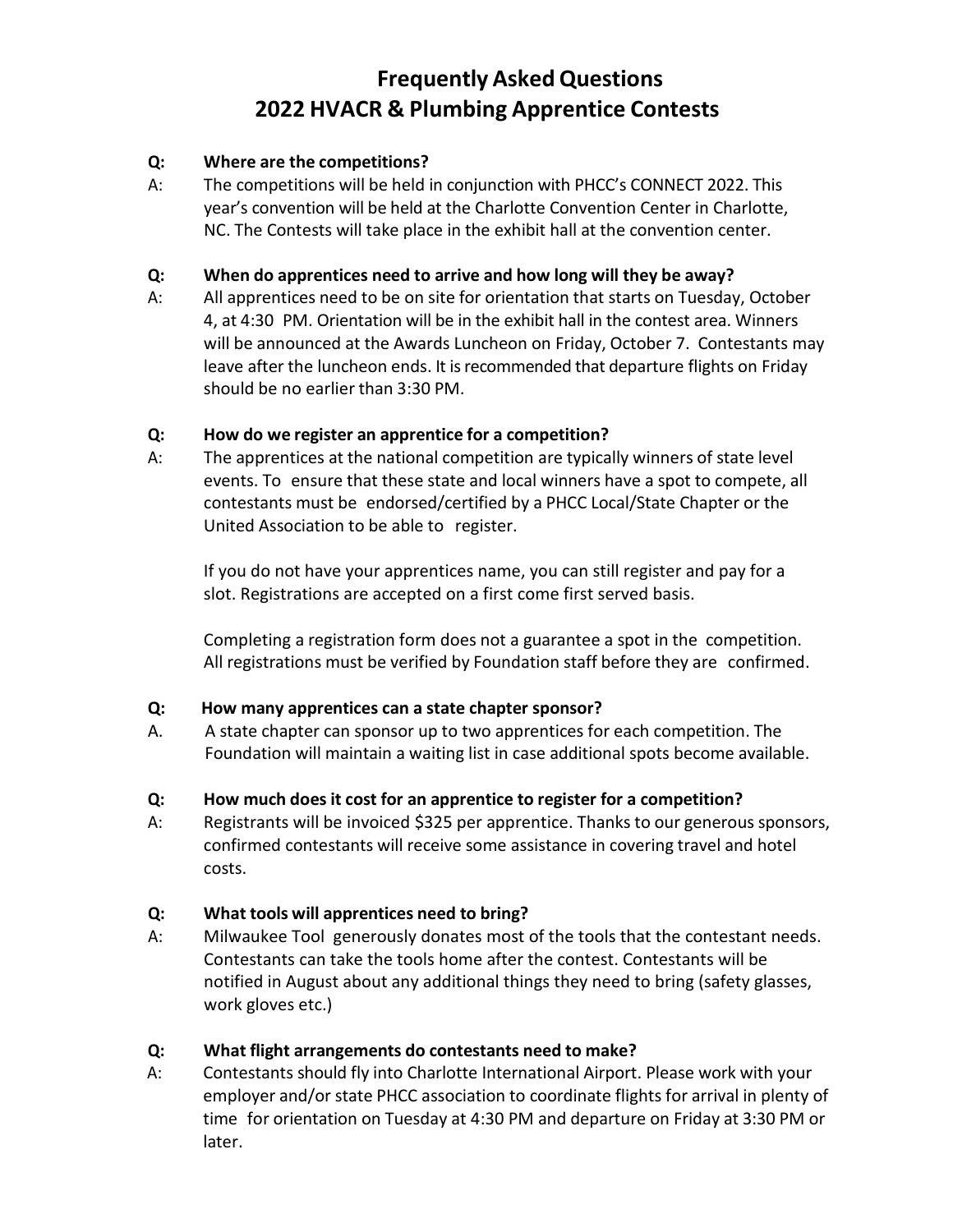# Frequently Asked Questions
# 2022 HVACR & Plumbing Apprentice Contests

**Q: Where are the competitions?**

A: The competitions will be held in conjunction with PHCC's CONNECT 2022. This year's convention will be held at the Charlotte Convention Center in Charlotte, NC. The Contests will take place in the exhibit hall at the convention center.

**Q: When do apprentices need to arrive and how long will they be away?**

A: All apprentices need to be on site for orientation that starts on Tuesday, October 4, at 4:30 PM. Orientation will be in the exhibit hall in the contest area. Winners will be announced at the Awards Luncheon on Friday, October 7. Contestants may leave after the luncheon ends. It is recommended that departure flights on Friday should be no earlier than 3:30 PM.

**Q: How do we register an apprentice for a competition?**

A: The apprentices at the national competition are typically winners of state level events. To ensure that these state and local winners have a spot to compete, all contestants must be endorsed/certified by a PHCC Local/State Chapter or the United Association to be able to register.

If you do not have your apprentices name, you can still register and pay for a slot. Registrations are accepted on a first come first served basis.

Completing a registration form does not a guarantee a spot in the competition. All registrations must be verified by Foundation staff before they are confirmed.

**Q: How many apprentices can a state chapter sponsor?**

A. A state chapter can sponsor up to two apprentices for each competition. The Foundation will maintain a waiting list in case additional spots become available.

**Q: How much does it cost for an apprentice to register for a competition?**

A: Registrants will be invoiced $325 per apprentice. Thanks to our generous sponsors, confirmed contestants will receive some assistance in covering travel and hotel costs.

**Q: What tools will apprentices need to bring?**

A: Milwaukee Tool generously donates most of the tools that the contestant needs. Contestants can take the tools home after the contest. Contestants will be notified in August about any additional things they need to bring (safety glasses, work gloves etc.)

**Q: What flight arrangements do contestants need to make?**

A: Contestants should fly into Charlotte International Airport. Please work with your employer and/or state PHCC association to coordinate flights for arrival in plenty of time for orientation on Tuesday at 4:30 PM and departure on Friday at 3:30 PM or later.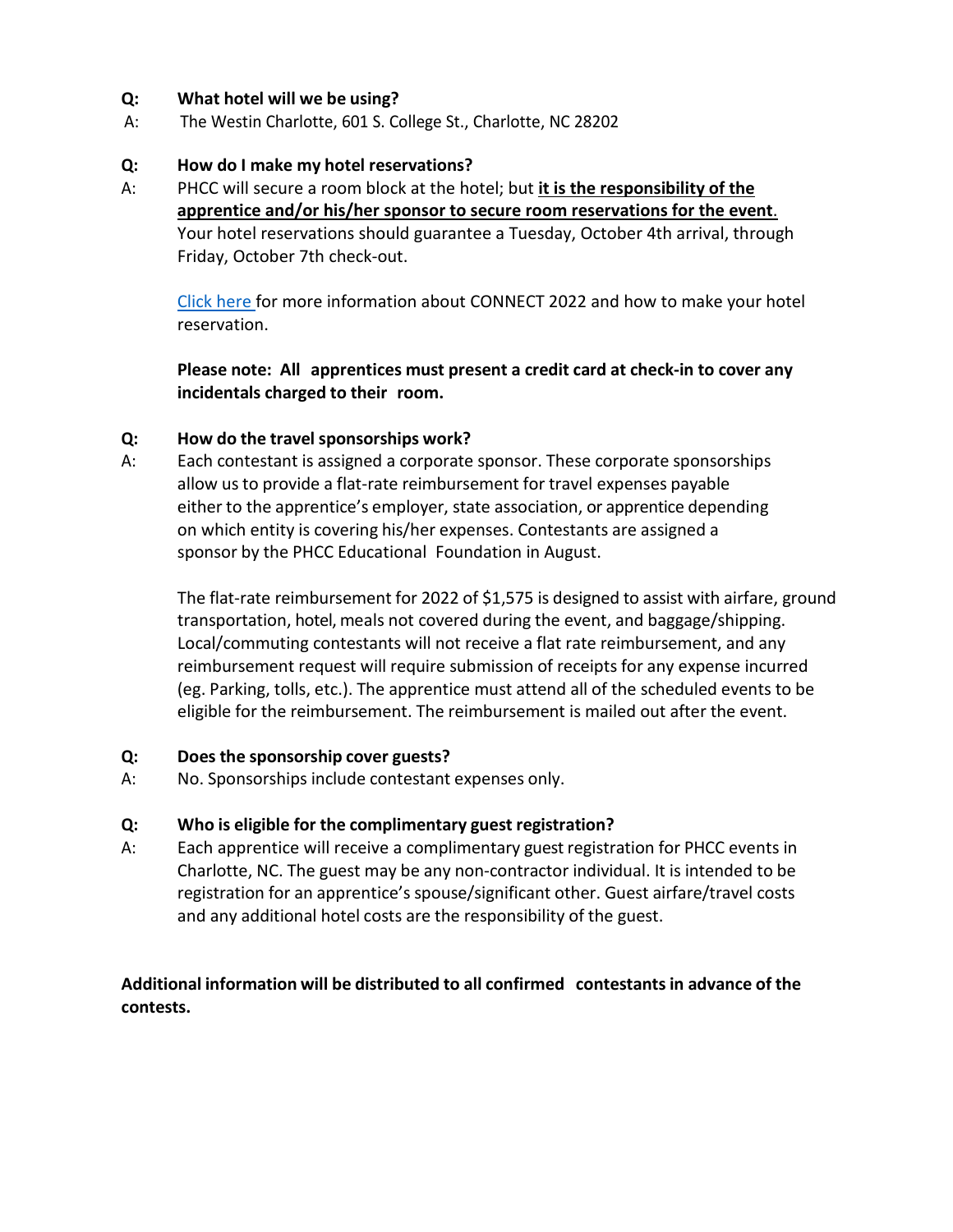**Q: What hotel will we be using?**

A: The Westin Charlotte, 601 S. College St., Charlotte, NC 28202

**Q: How do I make my hotel reservations?**

A: PHCC will secure a room block at the hotel; but **it is the responsibility of the apprentice and/or his/her sponsor to secure room reservations for the event**. Your hotel reservations should guarantee a Tuesday, October 4th arrival, through Friday, October 7th check-out.

Click here for more information about CONNECT 2022 and how to make your hotel reservation.

**Please note: All apprentices must present a credit card at check-in to cover any incidentals charged to their room.**

**Q: How do the travel sponsorships work?**

A: Each contestant is assigned a corporate sponsor. These corporate sponsorships allow us to provide a flat-rate reimbursement for travel expenses payable either to the apprentice's employer, state association, or apprentice depending on which entity is covering his/her expenses. Contestants are assigned a sponsor by the PHCC Educational Foundation in August.

The flat-rate reimbursement for 2022 of $1,575 is designed to assist with airfare, ground transportation, hotel, meals not covered during the event, and baggage/shipping. Local/commuting contestants will not receive a flat rate reimbursement, and any reimbursement request will require submission of receipts for any expense incurred (eg. Parking, tolls, etc.). The apprentice must attend all of the scheduled events to be eligible for the reimbursement. The reimbursement is mailed out after the event.

**Q: Does the sponsorship cover guests?**

A: No. Sponsorships include contestant expenses only.

**Q: Who is eligible for the complimentary guest registration?**

A: Each apprentice will receive a complimentary guest registration for PHCC events in Charlotte, NC. The guest may be any non-contractor individual. It is intended to be registration for an apprentice's spouse/significant other. Guest airfare/travel costs and any additional hotel costs are the responsibility of the guest.

**Additional information will be distributed to all confirmed contestants in advance of the contests.**